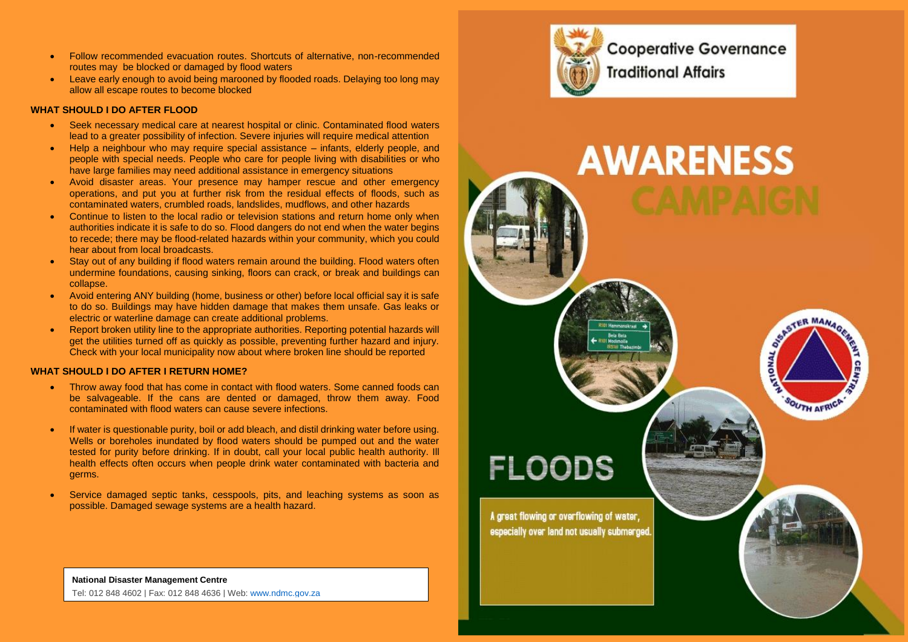- Follow recommended evacuation routes. Shortcuts of alternative, non-recommended routes may be blocked or damaged by flood waters
- Leave early enough to avoid being marooned by flooded roads. Delaying too long may allow all escape routes to become blocked

**WHAT SHOULD I DO AFTER FLOOD**

- Seek necessary medical care at nearest hospital or clinic. Contaminated flood waters lead to a greater possibility of infection. Severe injuries will require medical attention
- Help a neighbour who may require special assistance – infants, elderly people, and people with special needs. People who care for people living with disabilities or who have large families may need additional assistance in emergency situations
- Avoid disaster areas. Your presence may hamper rescue and other emergency operations, and put you at further risk from the residual effects of floods, such as contaminated waters, crumbled roads, landslides, mudflows, and other hazards
- Continue to listen to the local radio or television stations and return home only when authorities indicate it is safe to do so. Flood dangers do not end when the water begins to recede; there may be flood-related hazards within your community, which you could hear about from local broadcasts.
- Stay out of any building if flood waters remain around the building. Flood waters often undermine foundations, causing sinking, floors can crack, or break and buildings can collapse.
- Avoid entering ANY building (home, business or other) before local official say it is safe to do so. Buildings may have hidden damage that makes them unsafe. Gas leaks or electric or waterline damage can create additional problems.
- Report broken utility line to the appropriate authorities. Reporting potential hazards will get the utilities turned off as quickly as possible, preventing further hazard and injury. Check with your local municipality now about where broken line should be reported

**WHAT SHOULD I DO AFTER I RETURN HOME?**

- Throw away food that has come in contact with flood waters. Some canned foods can be salvageable. If the cans are dented or damaged, throw them away. Food contaminated with flood waters can cause severe infections.
- If water is questionable purity, boil or add bleach, and distil drinking water before using. Wells or boreholes inundated by flood waters should be pumped out and the water tested for purity before drinking. If in doubt, call your local public health authority. Ill health effects often occurs when people drink water contaminated with bacteria and germs.
- Service damaged septic tanks, cesspools, pits, and leaching systems as soon as possible. Damaged sewage systems are a health hazard.

**National Disaster Management Centre**
Tel: 012 848 4602 | Fax: 012 848 4636 | Web: www.ndmc.gov.za

Cooperative Governance
Traditional Affairs

# AWARENESS CAMPAIGN

# FLOODS

A great flowing or overflowing of water, especially over land not usually submerged.

NATIONAL DISASTER MANAGEMENT CENTRE - SOUTH AFRICA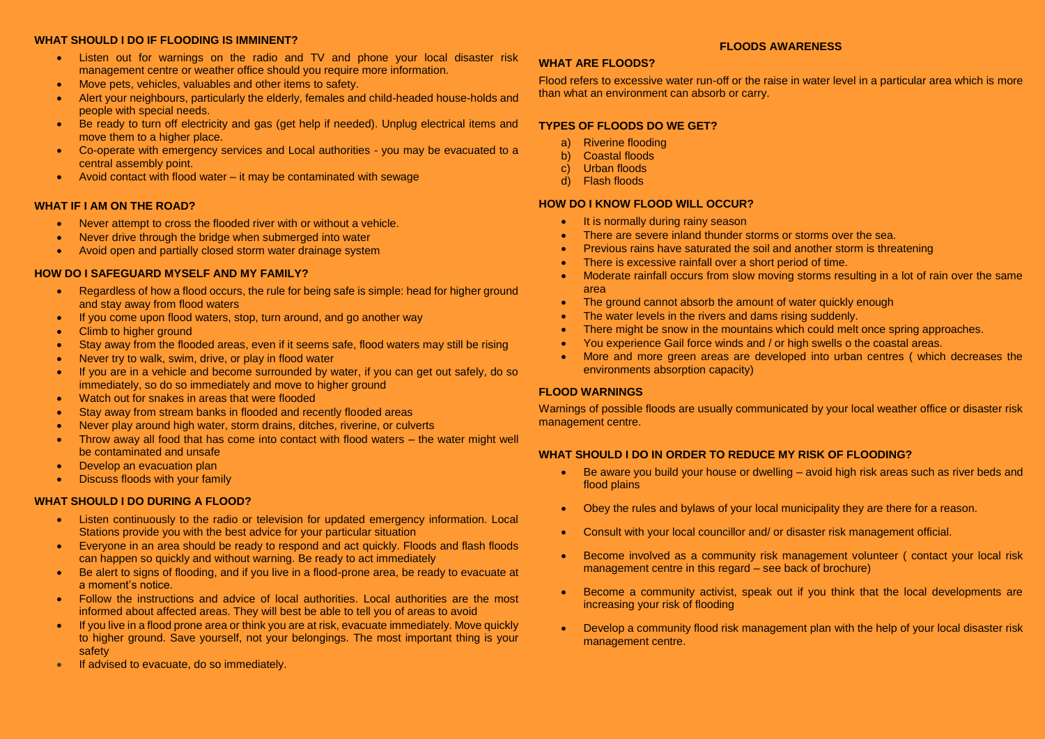## WHAT SHOULD I DO IF FLOODING IS IMMINENT?

- Listen out for warnings on the radio and TV and phone your local disaster risk management centre or weather office should you require more information.
- Move pets, vehicles, valuables and other items to safety.
- Alert your neighbours, particularly the elderly, females and child-headed house-holds and people with special needs.
- Be ready to turn off electricity and gas (get help if needed). Unplug electrical items and move them to a higher place.
- Co-operate with emergency services and Local authorities - you may be evacuated to a central assembly point.
- Avoid contact with flood water – it may be contaminated with sewage

## WHAT IF I AM ON THE ROAD?

- Never attempt to cross the flooded river with or without a vehicle.
- Never drive through the bridge when submerged into water
- Avoid open and partially closed storm water drainage system

## HOW DO I SAFEGUARD MYSELF AND MY FAMILY?

- Regardless of how a flood occurs, the rule for being safe is simple: head for higher ground and stay away from flood waters
- If you come upon flood waters, stop, turn around, and go another way
- Climb to higher ground
- Stay away from the flooded areas, even if it seems safe, flood waters may still be rising
- Never try to walk, swim, drive, or play in flood water
- If you are in a vehicle and become surrounded by water, if you can get out safely, do so immediately, so do so immediately and move to higher ground
- Watch out for snakes in areas that were flooded
- Stay away from stream banks in flooded and recently flooded areas
- Never play around high water, storm drains, ditches, riverine, or culverts
- Throw away all food that has come into contact with flood waters – the water might well be contaminated and unsafe
- Develop an evacuation plan
- Discuss floods with your family

## WHAT SHOULD I DO DURING A FLOOD?

- Listen continuously to the radio or television for updated emergency information. Local Stations provide you with the best advice for your particular situation
- Everyone in an area should be ready to respond and act quickly. Floods and flash floods can happen so quickly and without warning. Be ready to act immediately
- Be alert to signs of flooding, and if you live in a flood-prone area, be ready to evacuate at a moment's notice.
- Follow the instructions and advice of local authorities. Local authorities are the most informed about affected areas. They will best be able to tell you of areas to avoid
- If you live in a flood prone area or think you are at risk, evacuate immediately. Move quickly to higher ground. Save yourself, not your belongings. The most important thing is your safety
- If advised to evacuate, do so immediately.

# FLOODS AWARENESS

## WHAT ARE FLOODS?

Flood refers to excessive water run-off or the raise in water level in a particular area which is more than what an environment can absorb or carry.

## TYPES OF FLOODS DO WE GET?

a) Riverine flooding
b) Coastal floods
c) Urban floods
d) Flash floods

## HOW DO I KNOW FLOOD WILL OCCUR?

- It is normally during rainy season
- There are severe inland thunder storms or storms over the sea.
- Previous rains have saturated the soil and another storm is threatening
- There is excessive rainfall over a short period of time.
- Moderate rainfall occurs from slow moving storms resulting in a lot of rain over the same area
- The ground cannot absorb the amount of water quickly enough
- The water levels in the rivers and dams rising suddenly.
- There might be snow in the mountains which could melt once spring approaches.
- You experience Gail force winds and / or high swells o the coastal areas.
- More and more green areas are developed into urban centres ( which decreases the environments absorption capacity)

## FLOOD WARNINGS

Warnings of possible floods are usually communicated by your local weather office or disaster risk management centre.

## WHAT SHOULD I DO IN ORDER TO REDUCE MY RISK OF FLOODING?

- Be aware you build your house or dwelling – avoid high risk areas such as river beds and flood plains
- Obey the rules and bylaws of your local municipality they are there for a reason.
- Consult with your local councillor and/ or disaster risk management official.
- Become involved as a community risk management volunteer ( contact your local risk management centre in this regard – see back of brochure)
- Become a community activist, speak out if you think that the local developments are increasing your risk of flooding
- Develop a community flood risk management plan with the help of your local disaster risk management centre.